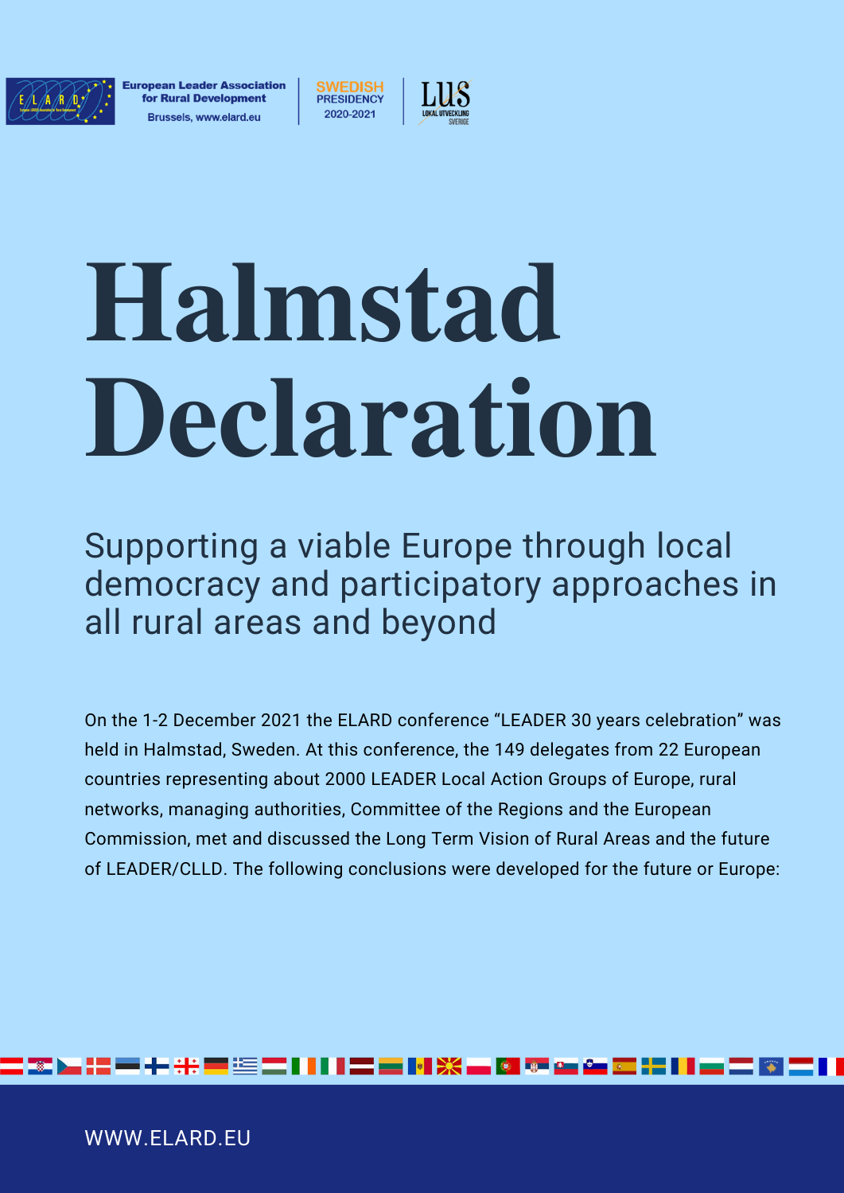European Leader Association for Rural Development
Brussels, www.elard.eu

SWEDISH PRESIDENCY 2020-2021

LUS LOKAL UTVECKLING SVERIGE

# Halmstad Declaration

## Supporting a viable Europe through local democracy and participatory approaches in all rural areas and beyond

On the 1-2 December 2021 the ELARD conference "LEADER 30 years celebration" was held in Halmstad, Sweden. At this conference, the 149 delegates from 22 European countries representing about 2000 LEADER Local Action Groups of Europe, rural networks, managing authorities, Committee of the Regions and the European Commission, met and discussed the Long Term Vision of Rural Areas and the future of LEADER/CLLD. The following conclusions were developed for the future or Europe:

WWW.ELARD.EU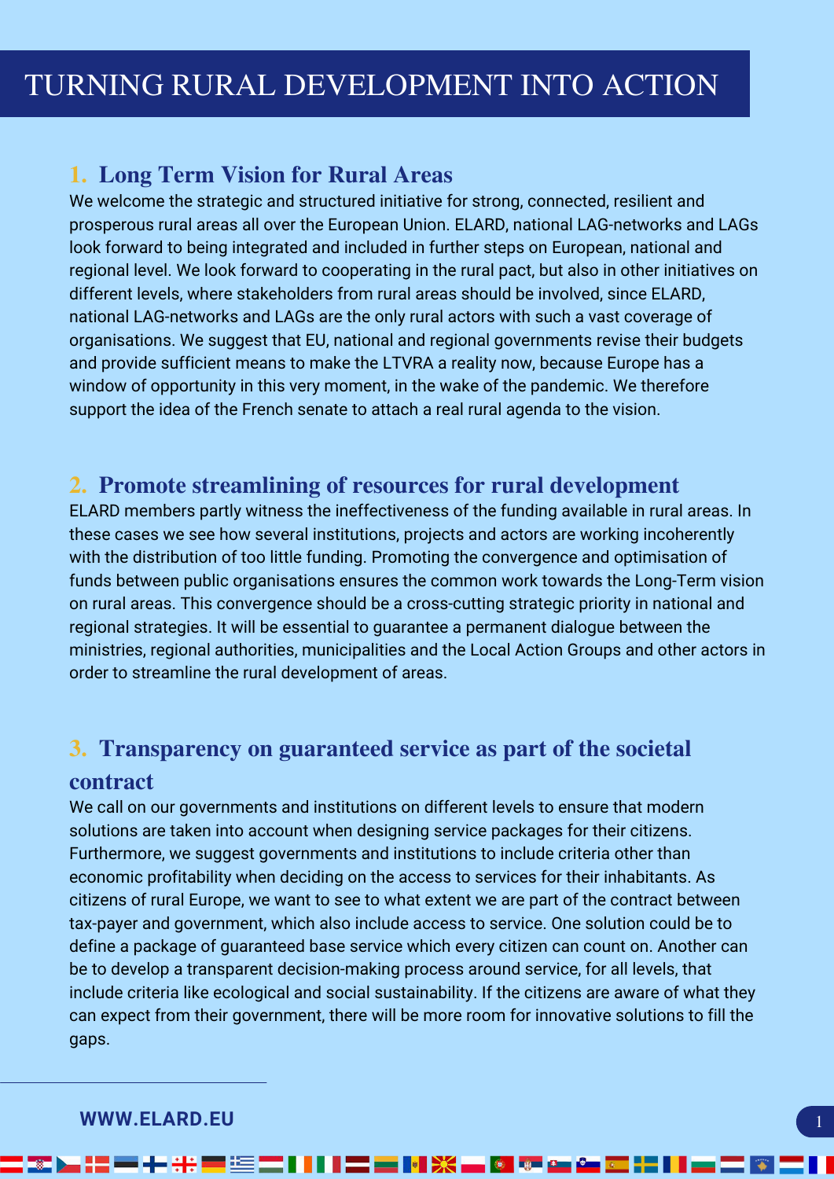# TURNING RURAL DEVELOPMENT INTO ACTION

## 1. Long Term Vision for Rural Areas

We welcome the strategic and structured initiative for strong, connected, resilient and prosperous rural areas all over the European Union. ELARD, national LAG-networks and LAGs look forward to being integrated and included in further steps on European, national and regional level. We look forward to cooperating in the rural pact, but also in other initiatives on different levels, where stakeholders from rural areas should be involved, since ELARD, national LAG-networks and LAGs are the only rural actors with such a vast coverage of organisations. We suggest that EU, national and regional governments revise their budgets and provide sufficient means to make the LTVRA a reality now, because Europe has a window of opportunity in this very moment, in the wake of the pandemic. We therefore support the idea of the French senate to attach a real rural agenda to the vision.

## 2. Promote streamlining of resources for rural development

ELARD members partly witness the ineffectiveness of the funding available in rural areas. In these cases we see how several institutions, projects and actors are working incoherently with the distribution of too little funding. Promoting the convergence and optimisation of funds between public organisations ensures the common work towards the Long-Term vision on rural areas. This convergence should be a cross-cutting strategic priority in national and regional strategies. It will be essential to guarantee a permanent dialogue between the ministries, regional authorities, municipalities and the Local Action Groups and other actors in order to streamline the rural development of areas.

## 3. Transparency on guaranteed service as part of the societal contract

We call on our governments and institutions on different levels to ensure that modern solutions are taken into account when designing service packages for their citizens. Furthermore, we suggest governments and institutions to include criteria other than economic profitability when deciding on the access to services for their inhabitants. As citizens of rural Europe, we want to see to what extent we are part of the contract between tax-payer and government, which also include access to service. One solution could be to define a package of guaranteed base service which every citizen can count on. Another can be to develop a transparent decision-making process around service, for all levels, that include criteria like ecological and social sustainability. If the citizens are aware of what they can expect from their government, there will be more room for innovative solutions to fill the gaps.

WWW.ELARD.EU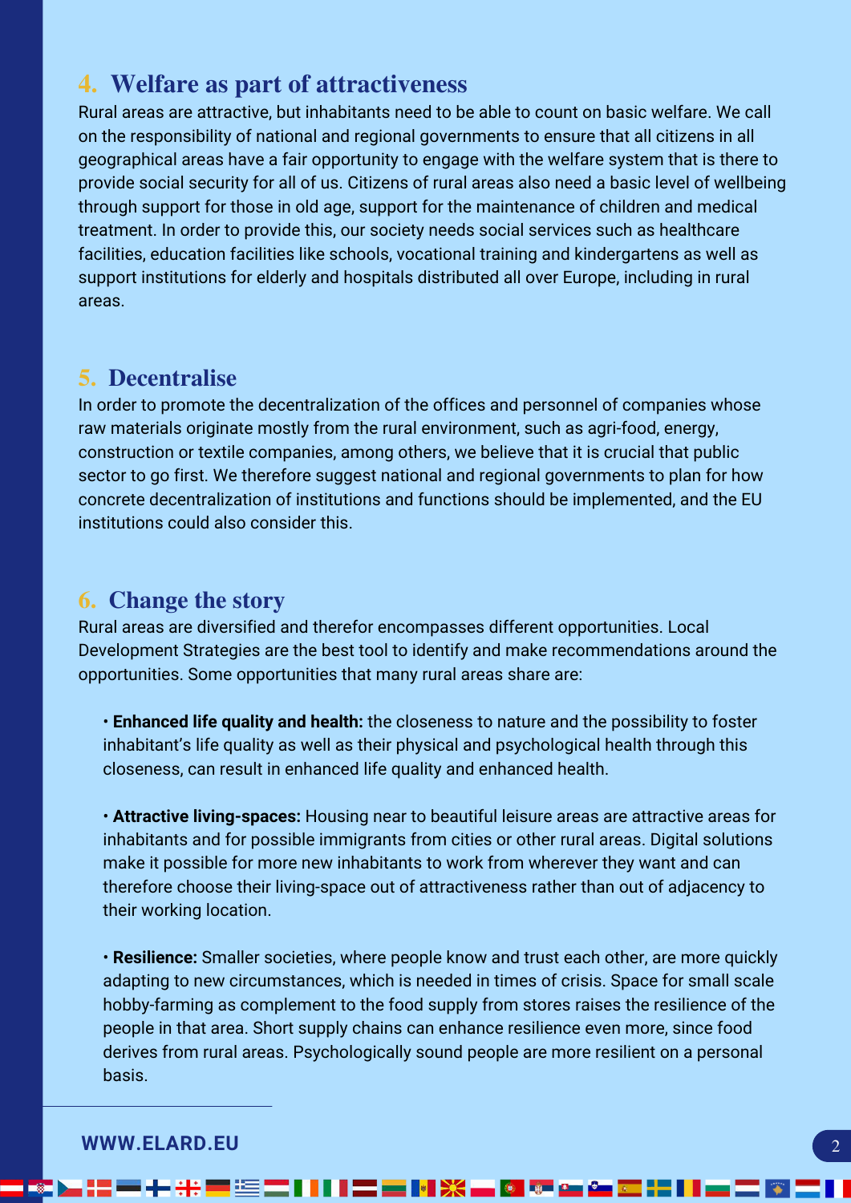## 4. Welfare as part of attractiveness

Rural areas are attractive, but inhabitants need to be able to count on basic welfare. We call on the responsibility of national and regional governments to ensure that all citizens in all geographical areas have a fair opportunity to engage with the welfare system that is there to provide social security for all of us. Citizens of rural areas also need a basic level of wellbeing through support for those in old age, support for the maintenance of children and medical treatment. In order to provide this, our society needs social services such as healthcare facilities, education facilities like schools, vocational training and kindergartens as well as support institutions for elderly and hospitals distributed all over Europe, including in rural areas.

## 5. Decentralise

In order to promote the decentralization of the offices and personnel of companies whose raw materials originate mostly from the rural environment, such as agri-food, energy, construction or textile companies, among others, we believe that it is crucial that public sector to go first. We therefore suggest national and regional governments to plan for how concrete decentralization of institutions and functions should be implemented, and the EU institutions could also consider this.

## 6. Change the story

Rural areas are diversified and therefor encompasses different opportunities. Local Development Strategies are the best tool to identify and make recommendations around the opportunities. Some opportunities that many rural areas share are:

- **Enhanced life quality and health:** the closeness to nature and the possibility to foster inhabitant's life quality as well as their physical and psychological health through this closeness, can result in enhanced life quality and enhanced health.

- **Attractive living-spaces:** Housing near to beautiful leisure areas are attractive areas for inhabitants and for possible immigrants from cities or other rural areas. Digital solutions make it possible for more new inhabitants to work from wherever they want and can therefore choose their living-space out of attractiveness rather than out of adjacency to their working location.

- **Resilience:** Smaller societies, where people know and trust each other, are more quickly adapting to new circumstances, which is needed in times of crisis. Space for small scale hobby-farming as complement to the food supply from stores raises the resilience of the people in that area. Short supply chains can enhance resilience even more, since food derives from rural areas. Psychologically sound people are more resilient on a personal basis.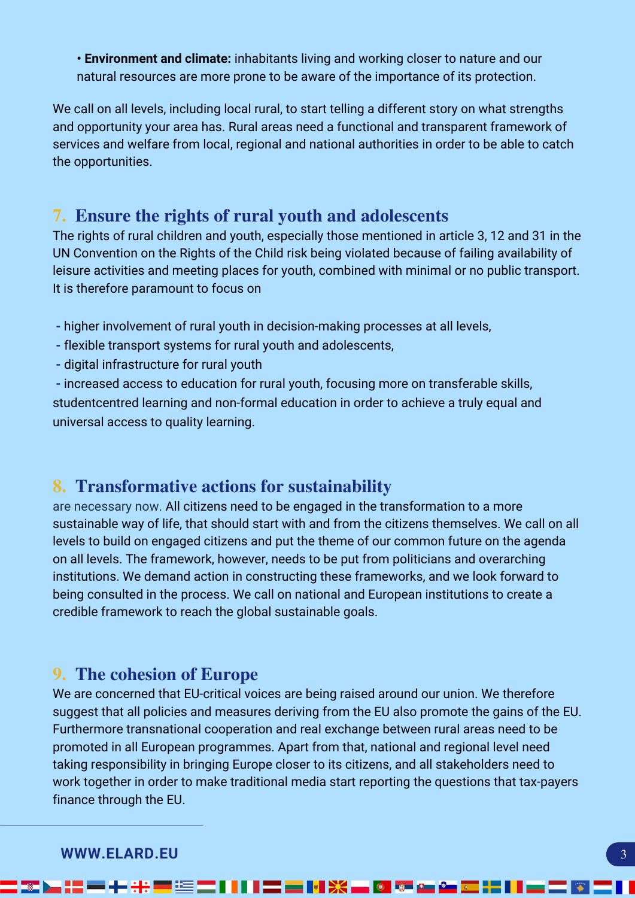- **Environment and climate:** inhabitants living and working closer to nature and our natural resources are more prone to be aware of the importance of its protection.

We call on all levels, including local rural, to start telling a different story on what strengths and opportunity your area has. Rural areas need a functional and transparent framework of services and welfare from local, regional and national authorities in order to be able to catch the opportunities.

## 7. Ensure the rights of rural youth and adolescents

The rights of rural children and youth, especially those mentioned in article 3, 12 and 31 in the UN Convention on the Rights of the Child risk being violated because of failing availability of leisure activities and meeting places for youth, combined with minimal or no public transport. It is therefore paramount to focus on

- higher involvement of rural youth in decision-making processes at all levels,
- flexible transport systems for rural youth and adolescents,
- digital infrastructure for rural youth
- increased access to education for rural youth, focusing more on transferable skills, studentcentred learning and non-formal education in order to achieve a truly equal and universal access to quality learning.

## 8. Transformative actions for sustainability

are necessary now. All citizens need to be engaged in the transformation to a more sustainable way of life, that should start with and from the citizens themselves. We call on all levels to build on engaged citizens and put the theme of our common future on the agenda on all levels. The framework, however, needs to be put from politicians and overarching institutions. We demand action in constructing these frameworks, and we look forward to being consulted in the process. We call on national and European institutions to create a credible framework to reach the global sustainable goals.

## 9. The cohesion of Europe

We are concerned that EU-critical voices are being raised around our union. We therefore suggest that all policies and measures deriving from the EU also promote the gains of the EU. Furthermore transnational cooperation and real exchange between rural areas need to be promoted in all European programmes. Apart from that, national and regional level need taking responsibility in bringing Europe closer to its citizens, and all stakeholders need to work together in order to make traditional media start reporting the questions that tax-payers finance through the EU.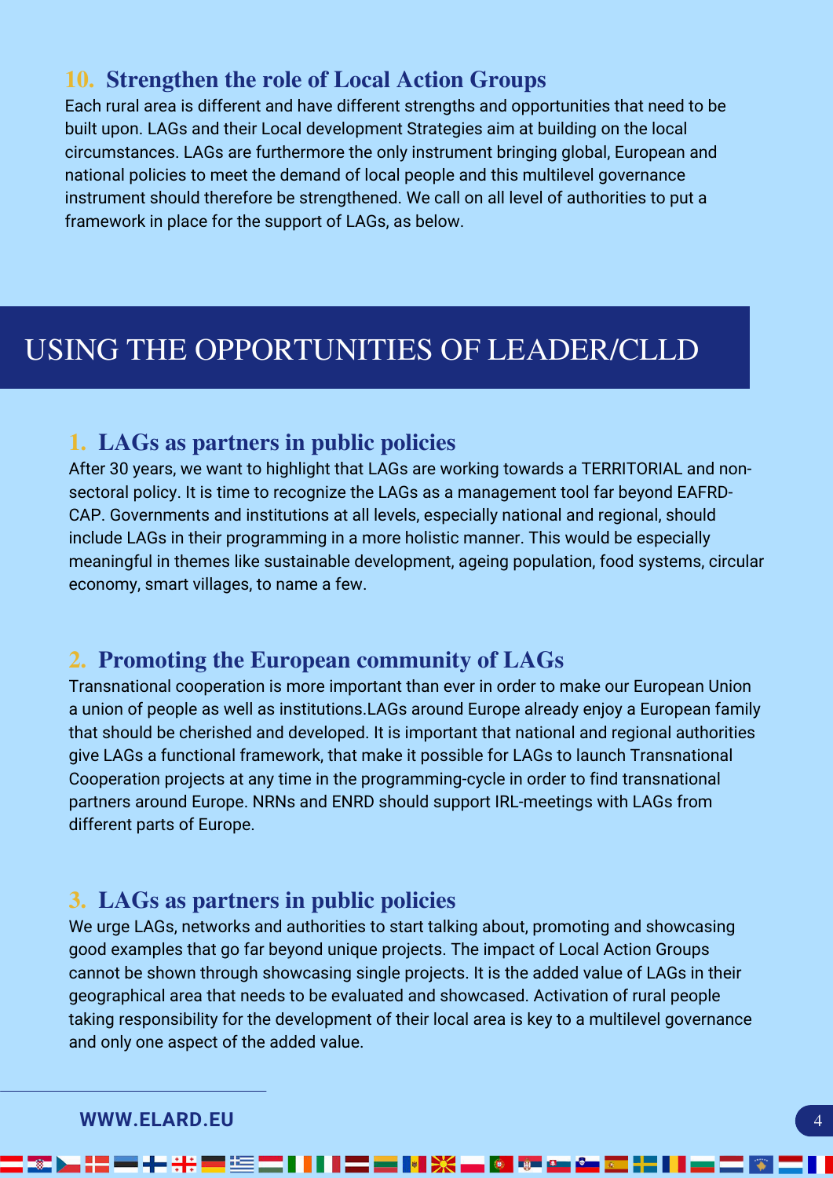### 10. Strengthen the role of Local Action Groups

Each rural area is different and have different strengths and opportunities that need to be built upon. LAGs and their Local development Strategies aim at building on the local circumstances. LAGs are furthermore the only instrument bringing global, European and national policies to meet the demand of local people and this multilevel governance instrument should therefore be strengthened. We call on all level of authorities to put a framework in place for the support of LAGs, as below.

## USING THE OPPORTUNITIES OF LEADER/CLLD

### 1. LAGs as partners in public policies

After 30 years, we want to highlight that LAGs are working towards a TERRITORIAL and non-sectoral policy. It is time to recognize the LAGs as a management tool far beyond EAFRD-CAP. Governments and institutions at all levels, especially national and regional, should include LAGs in their programming in a more holistic manner. This would be especially meaningful in themes like sustainable development, ageing population, food systems, circular economy, smart villages, to name a few.

### 2. Promoting the European community of LAGs

Transnational cooperation is more important than ever in order to make our European Union a union of people as well as institutions.LAGs around Europe already enjoy a European family that should be cherished and developed. It is important that national and regional authorities give LAGs a functional framework, that make it possible for LAGs to launch Transnational Cooperation projects at any time in the programming-cycle in order to find transnational partners around Europe. NRNs and ENRD should support IRL-meetings with LAGs from different parts of Europe.

### 3. LAGs as partners in public policies

We urge LAGs, networks and authorities to start talking about, promoting and showcasing good examples that go far beyond unique projects. The impact of Local Action Groups cannot be shown through showcasing single projects. It is the added value of LAGs in their geographical area that needs to be evaluated and showcased. Activation of rural people taking responsibility for the development of their local area is key to a multilevel governance and only one aspect of the added value.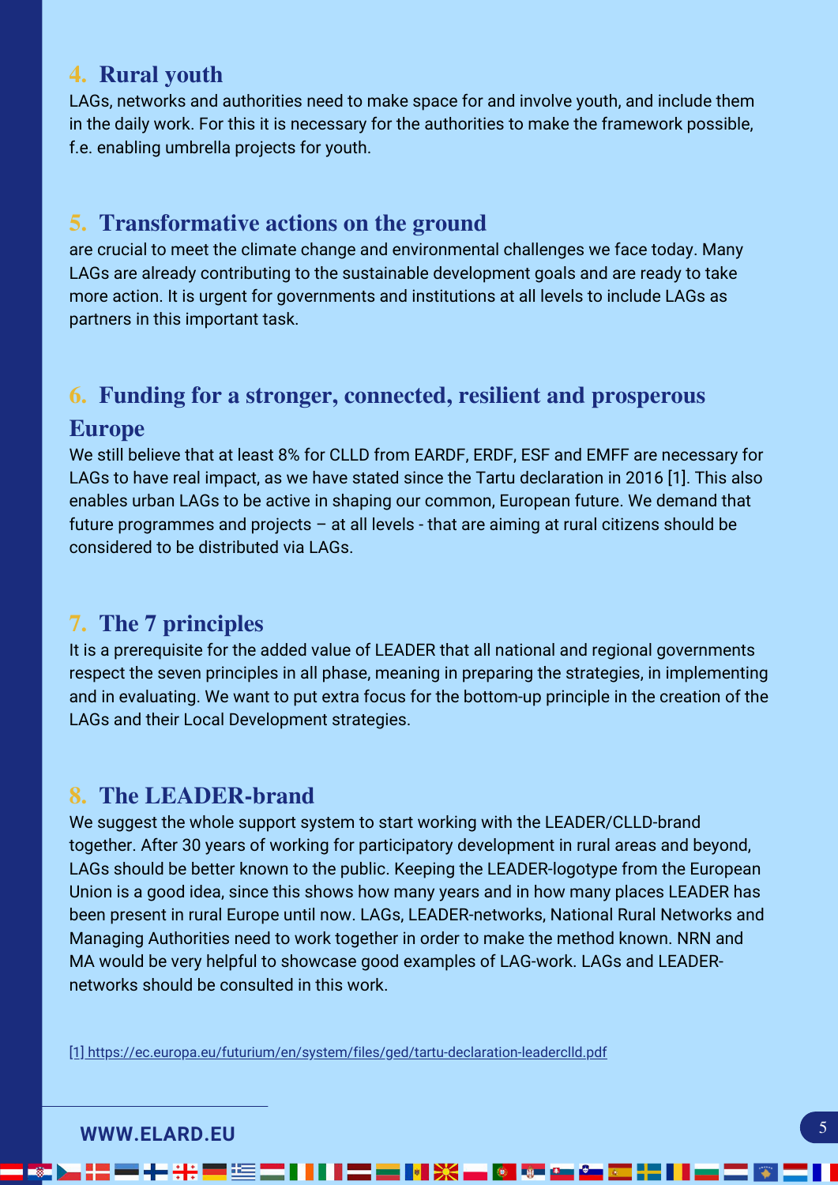## 4. Rural youth

LAGs, networks and authorities need to make space for and involve youth, and include them in the daily work. For this it is necessary for the authorities to make the framework possible, f.e. enabling umbrella projects for youth.

## 5. Transformative actions on the ground

are crucial to meet the climate change and environmental challenges we face today. Many LAGs are already contributing to the sustainable development goals and are ready to take more action. It is urgent for governments and institutions at all levels to include LAGs as partners in this important task.

## 6. Funding for a stronger, connected, resilient and prosperous Europe

We still believe that at least 8% for CLLD from EARDF, ERDF, ESF and EMFF are necessary for LAGs to have real impact, as we have stated since the Tartu declaration in 2016 [1]. This also enables urban LAGs to be active in shaping our common, European future. We demand that future programmes and projects – at all levels - that are aiming at rural citizens should be considered to be distributed via LAGs.

## 7. The 7 principles

It is a prerequisite for the added value of LEADER that all national and regional governments respect the seven principles in all phase, meaning in preparing the strategies, in implementing and in evaluating. We want to put extra focus for the bottom-up principle in the creation of the LAGs and their Local Development strategies.

## 8. The LEADER-brand

We suggest the whole support system to start working with the LEADER/CLLD-brand together. After 30 years of working for participatory development in rural areas and beyond, LAGs should be better known to the public. Keeping the LEADER-logotype from the European Union is a good idea, since this shows how many years and in how many places LEADER has been present in rural Europe until now. LAGs, LEADER-networks, National Rural Networks and Managing Authorities need to work together in order to make the method known. NRN and MA would be very helpful to showcase good examples of LAG-work. LAGs and LEADER-networks should be consulted in this work.

[1] https://ec.europa.eu/futurium/en/system/files/ged/tartu-declaration-leaderclld.pdf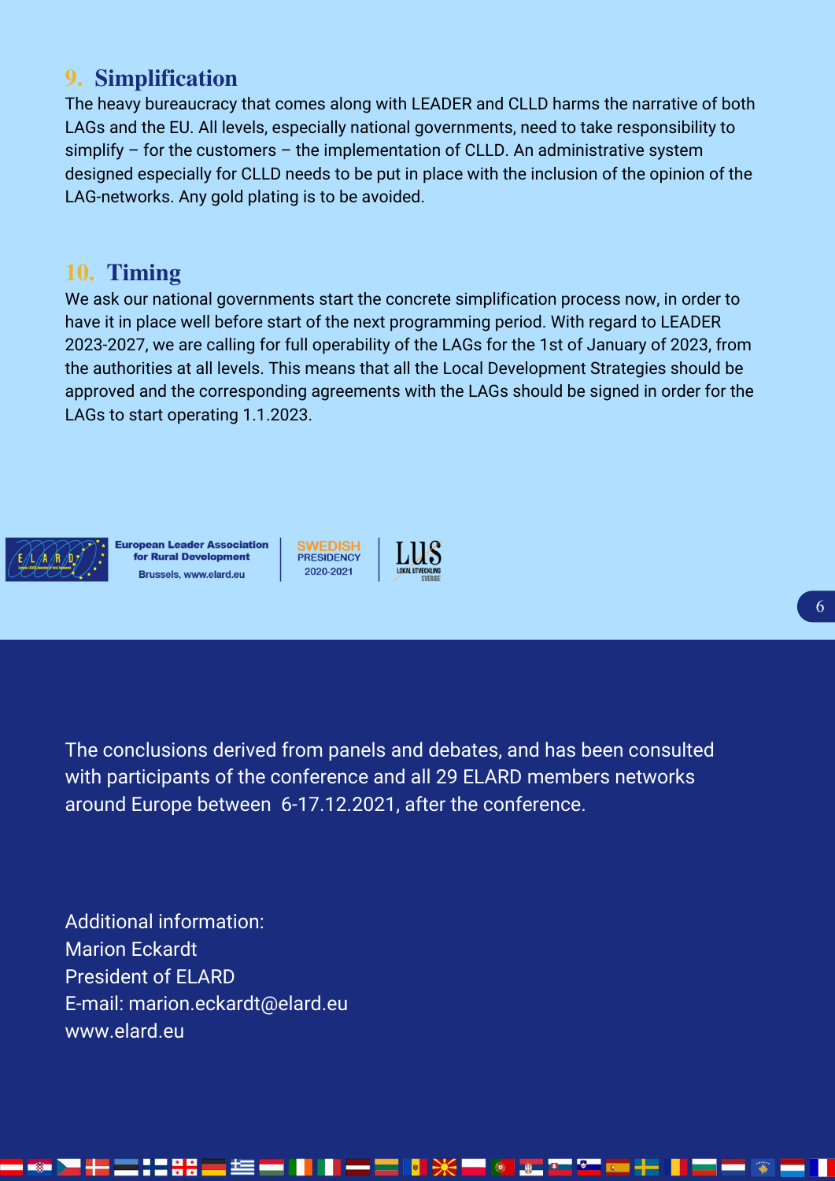## 9. Simplification

The heavy bureaucracy that comes along with LEADER and CLLD harms the narrative of both LAGs and the EU. All levels, especially national governments, need to take responsibility to simplify – for the customers – the implementation of CLLD. An administrative system designed especially for CLLD needs to be put in place with the inclusion of the opinion of the LAG-networks. Any gold plating is to be avoided.

## 10. Timing

We ask our national governments start the concrete simplification process now, in order to have it in place well before start of the next programming period. With regard to LEADER 2023-2027, we are calling for full operability of the LAGs for the 1st of January of 2023, from the authorities at all levels. This means that all the Local Development Strategies should be approved and the corresponding agreements with the LAGs should be signed in order for the LAGs to start operating 1.1.2023.

European Leader Association for Rural Development
Brussels, www.elard.eu

SWEDISH PRESIDENCY 2020-2021

LUS LOKAL UTVECKLING SVERIGE

The conclusions derived from panels and debates, and has been consulted with participants of the conference and all 29 ELARD members networks around Europe between 6-17.12.2021, after the conference.

Additional information:
Marion Eckardt
President of ELARD
E-mail: marion.eckardt@elard.eu
www.elard.eu